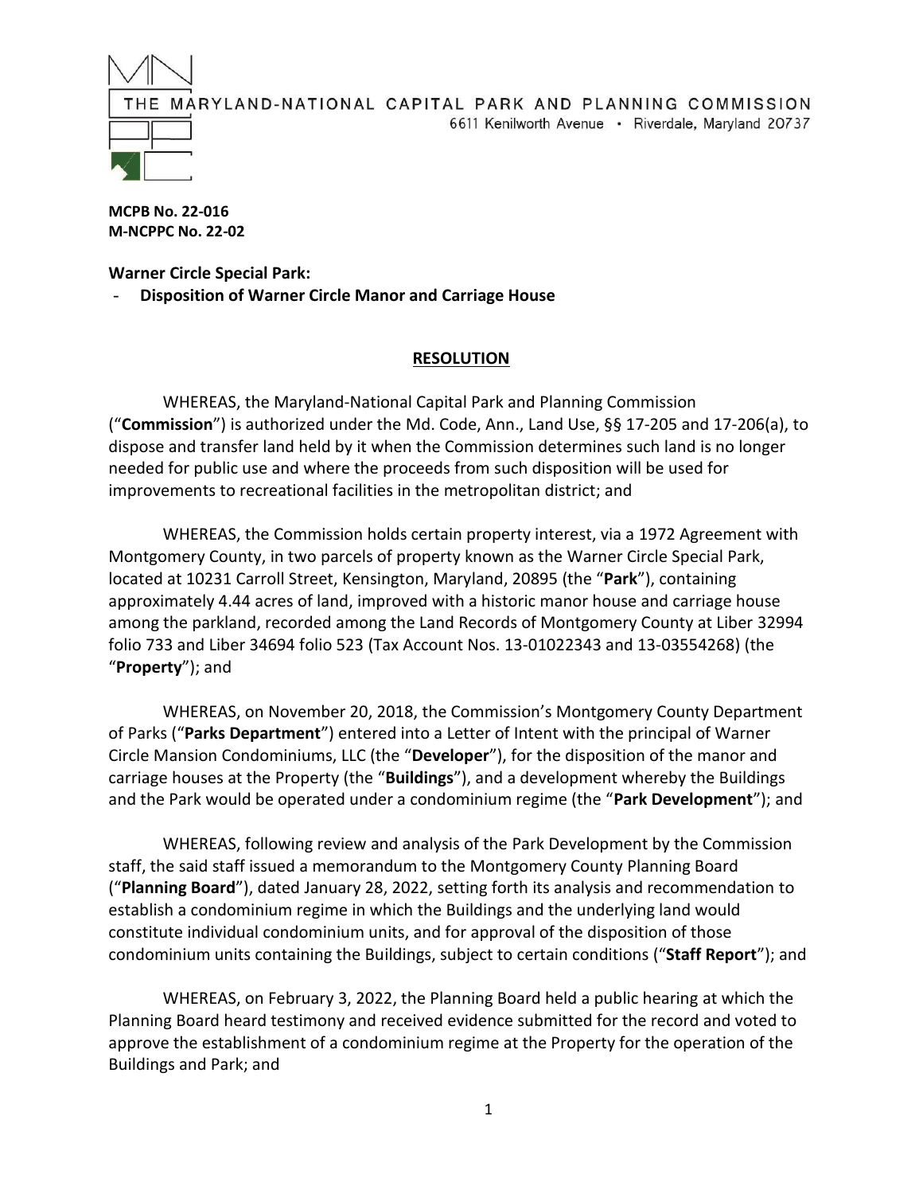THE MARYLAND-NATIONAL CAPITAL PARK AND PLANNING COMMISSION
6611 Kenilworth Avenue • Riverdale, Maryland 20737

**MCPB No. 22-016**
**M-NCPPC No. 22-02**

**Warner Circle Special Park:**
- **Disposition of Warner Circle Manor and Carriage House**

## RESOLUTION

WHEREAS, the Maryland-National Capital Park and Planning Commission ("**Commission**") is authorized under the Md. Code, Ann., Land Use, §§ 17-205 and 17-206(a), to dispose and transfer land held by it when the Commission determines such land is no longer needed for public use and where the proceeds from such disposition will be used for improvements to recreational facilities in the metropolitan district; and

WHEREAS, the Commission holds certain property interest, via a 1972 Agreement with Montgomery County, in two parcels of property known as the Warner Circle Special Park, located at 10231 Carroll Street, Kensington, Maryland, 20895 (the "**Park**"), containing approximately 4.44 acres of land, improved with a historic manor house and carriage house among the parkland, recorded among the Land Records of Montgomery County at Liber 32994 folio 733 and Liber 34694 folio 523 (Tax Account Nos. 13-01022343 and 13-03554268) (the "**Property**"); and

WHEREAS, on November 20, 2018, the Commission's Montgomery County Department of Parks ("**Parks Department**") entered into a Letter of Intent with the principal of Warner Circle Mansion Condominiums, LLC (the "**Developer**"), for the disposition of the manor and carriage houses at the Property (the "**Buildings**"), and a development whereby the Buildings and the Park would be operated under a condominium regime (the "**Park Development**"); and

WHEREAS, following review and analysis of the Park Development by the Commission staff, the said staff issued a memorandum to the Montgomery County Planning Board ("**Planning Board**"), dated January 28, 2022, setting forth its analysis and recommendation to establish a condominium regime in which the Buildings and the underlying land would constitute individual condominium units, and for approval of the disposition of those condominium units containing the Buildings, subject to certain conditions ("**Staff Report**"); and

WHEREAS, on February 3, 2022, the Planning Board held a public hearing at which the Planning Board heard testimony and received evidence submitted for the record and voted to approve the establishment of a condominium regime at the Property for the operation of the Buildings and Park; and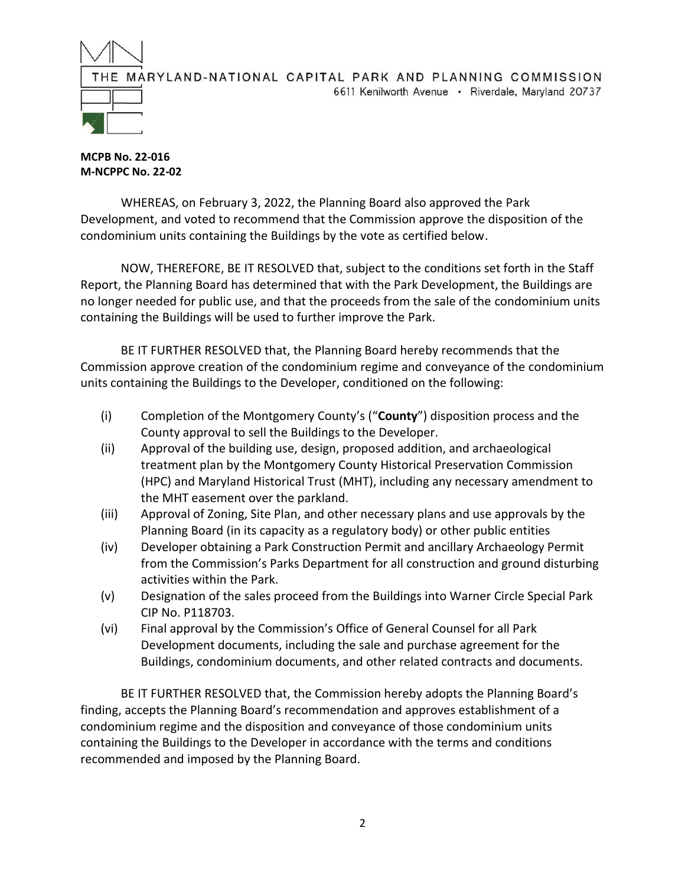**MCPB No. 22-016**
**M-NCPPC No. 22-02**

WHEREAS, on February 3, 2022, the Planning Board also approved the Park Development, and voted to recommend that the Commission approve the disposition of the condominium units containing the Buildings by the vote as certified below.

NOW, THEREFORE, BE IT RESOLVED that, subject to the conditions set forth in the Staff Report, the Planning Board has determined that with the Park Development, the Buildings are no longer needed for public use, and that the proceeds from the sale of the condominium units containing the Buildings will be used to further improve the Park.

BE IT FURTHER RESOLVED that, the Planning Board hereby recommends that the Commission approve creation of the condominium regime and conveyance of the condominium units containing the Buildings to the Developer, conditioned on the following:

(i) Completion of the Montgomery County's ("**County**") disposition process and the County approval to sell the Buildings to the Developer.

(ii) Approval of the building use, design, proposed addition, and archaeological treatment plan by the Montgomery County Historical Preservation Commission (HPC) and Maryland Historical Trust (MHT), including any necessary amendment to the MHT easement over the parkland.

(iii) Approval of Zoning, Site Plan, and other necessary plans and use approvals by the Planning Board (in its capacity as a regulatory body) or other public entities

(iv) Developer obtaining a Park Construction Permit and ancillary Archaeology Permit from the Commission's Parks Department for all construction and ground disturbing activities within the Park.

(v) Designation of the sales proceed from the Buildings into Warner Circle Special Park CIP No. P118703.

(vi) Final approval by the Commission's Office of General Counsel for all Park Development documents, including the sale and purchase agreement for the Buildings, condominium documents, and other related contracts and documents.

BE IT FURTHER RESOLVED that, the Commission hereby adopts the Planning Board's finding, accepts the Planning Board's recommendation and approves establishment of a condominium regime and the disposition and conveyance of those condominium units containing the Buildings to the Developer in accordance with the terms and conditions recommended and imposed by the Planning Board.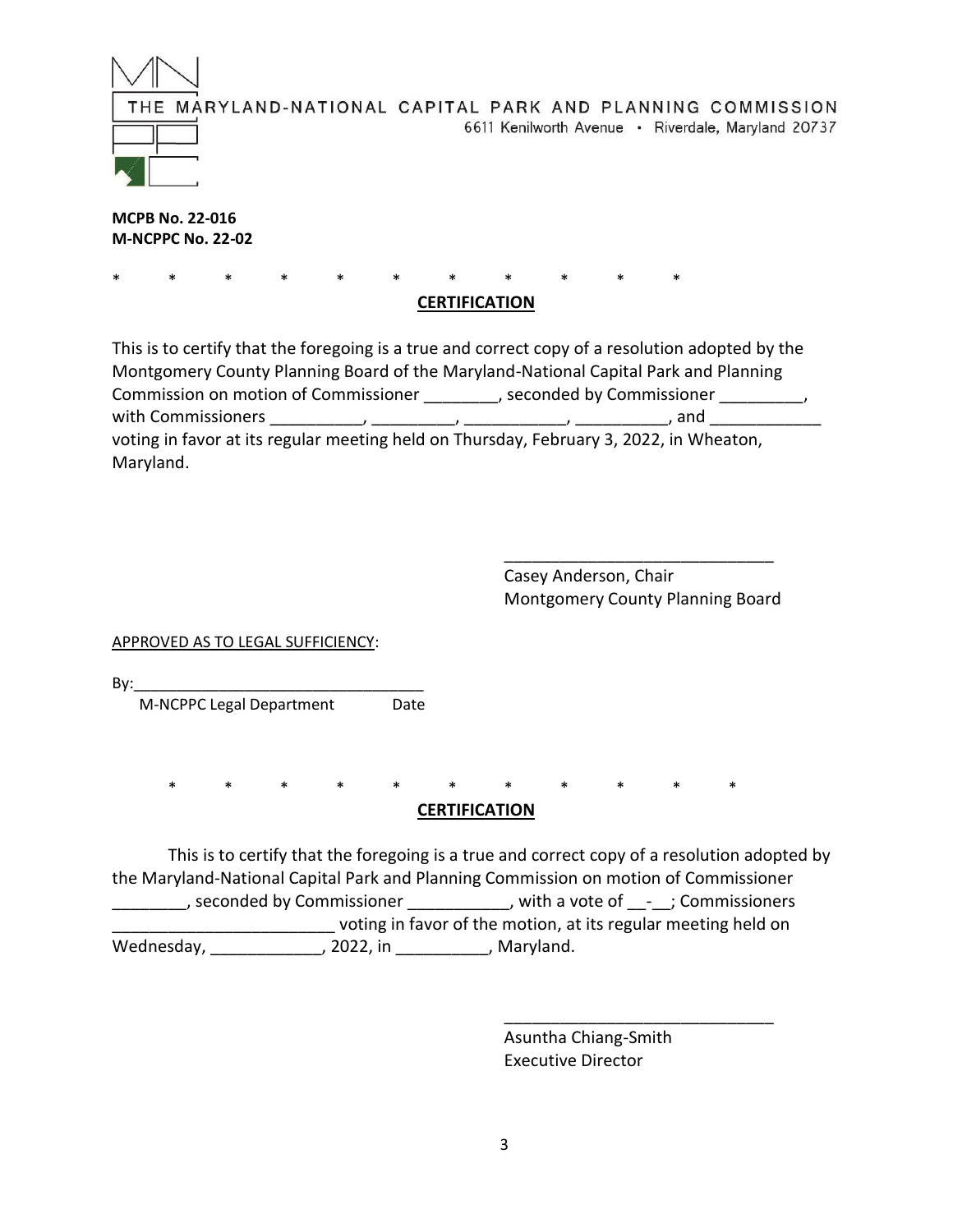THE MARYLAND-NATIONAL CAPITAL PARK AND PLANNING COMMISSION
6611 Kenilworth Avenue • Riverdale, Maryland 20737

**MCPB No. 22-016**
**M-NCPPC No. 22-02**

* * * * * * * * * * *

**CERTIFICATION**

This is to certify that the foregoing is a true and correct copy of a resolution adopted by the Montgomery County Planning Board of the Maryland-National Capital Park and Planning Commission on motion of Commissioner ________, seconded by Commissioner _________, with Commissioners __________, _________, ___________, __________, and ____________ voting in favor at its regular meeting held on Thursday, February 3, 2022, in Wheaton, Maryland.

______________________________
Casey Anderson, Chair
Montgomery County Planning Board

APPROVED AS TO LEGAL SUFFICIENCY:

By:_________________________________
M-NCPPC Legal Department Date

* * * * * * * * * * *

**CERTIFICATION**

This is to certify that the foregoing is a true and correct copy of a resolution adopted by the Maryland-National Capital Park and Planning Commission on motion of Commissioner ________, seconded by Commissioner ___________, with a vote of __-__; Commissioners ________________________ voting in favor of the motion, at its regular meeting held on Wednesday, ____________, 2022, in __________, Maryland.

______________________________
Asuntha Chiang-Smith
Executive Director